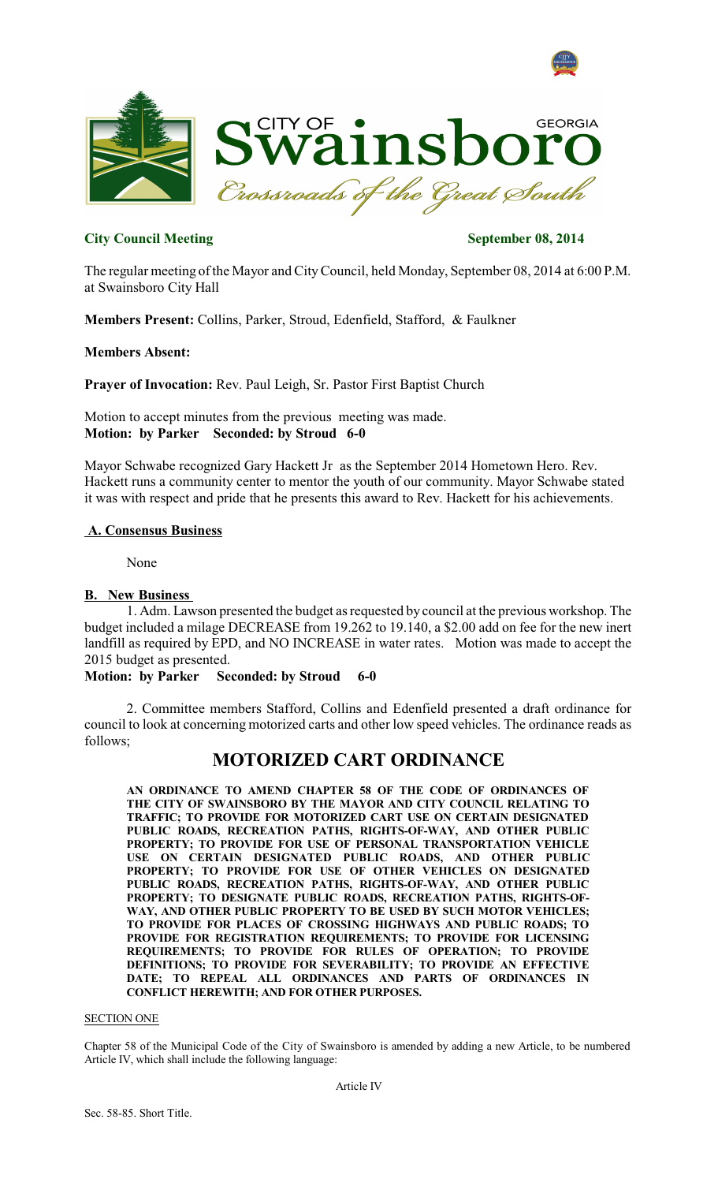**City Council Meeting** **September 08, 2014**

The regular meeting of the Mayor and City Council, held Monday, September 08, 2014 at 6:00 P.M. at Swainsboro City Hall

**Members Present:** Collins, Parker, Stroud, Edenfield, Stafford, & Faulkner

**Members Absent:**

**Prayer of Invocation:** Rev. Paul Leigh, Sr. Pastor First Baptist Church

Motion to accept minutes from the previous meeting was made.
**Motion: by Parker Seconded: by Stroud 6-0**

Mayor Schwabe recognized Gary Hackett Jr as the September 2014 Hometown Hero. Rev. Hackett runs a community center to mentor the youth of our community. Mayor Schwabe stated it was with respect and pride that he presents this award to Rev. Hackett for his achievements.

## A. Consensus Business

None

## B. New Business

1. Adm. Lawson presented the budget as requested by council at the previous workshop. The budget included a milage DECREASE from 19.262 to 19.140, a $2.00 add on fee for the new inert landfill as required by EPD, and NO INCREASE in water rates. Motion was made to accept the 2015 budget as presented.

**Motion: by Parker Seconded: by Stroud 6-0**

2. Committee members Stafford, Collins and Edenfield presented a draft ordinance for council to look at concerning motorized carts and other low speed vehicles. The ordinance reads as follows;

# MOTORIZED CART ORDINANCE

**AN ORDINANCE TO AMEND CHAPTER 58 OF THE CODE OF ORDINANCES OF THE CITY OF SWAINSBORO BY THE MAYOR AND CITY COUNCIL RELATING TO TRAFFIC; TO PROVIDE FOR MOTORIZED CART USE ON CERTAIN DESIGNATED PUBLIC ROADS, RECREATION PATHS, RIGHTS-OF-WAY, AND OTHER PUBLIC PROPERTY; TO PROVIDE FOR USE OF PERSONAL TRANSPORTATION VEHICLE USE ON CERTAIN DESIGNATED PUBLIC ROADS, AND OTHER PUBLIC PROPERTY; TO PROVIDE FOR USE OF OTHER VEHICLES ON DESIGNATED PUBLIC ROADS, RECREATION PATHS, RIGHTS-OF-WAY, AND OTHER PUBLIC PROPERTY; TO DESIGNATE PUBLIC ROADS, RECREATION PATHS, RIGHTS-OF-WAY, AND OTHER PUBLIC PROPERTY TO BE USED BY SUCH MOTOR VEHICLES; TO PROVIDE FOR PLACES OF CROSSING HIGHWAYS AND PUBLIC ROADS; TO PROVIDE FOR REGISTRATION REQUIREMENTS; TO PROVIDE FOR LICENSING REQUIREMENTS; TO PROVIDE FOR RULES OF OPERATION; TO PROVIDE DEFINITIONS; TO PROVIDE FOR SEVERABILITY; TO PROVIDE AN EFFECTIVE DATE; TO REPEAL ALL ORDINANCES AND PARTS OF ORDINANCES IN CONFLICT HEREWITH; AND FOR OTHER PURPOSES.**

SECTION ONE

Chapter 58 of the Municipal Code of the City of Swainsboro is amended by adding a new Article, to be numbered Article IV, which shall include the following language:

Article IV

Sec. 58-85. Short Title.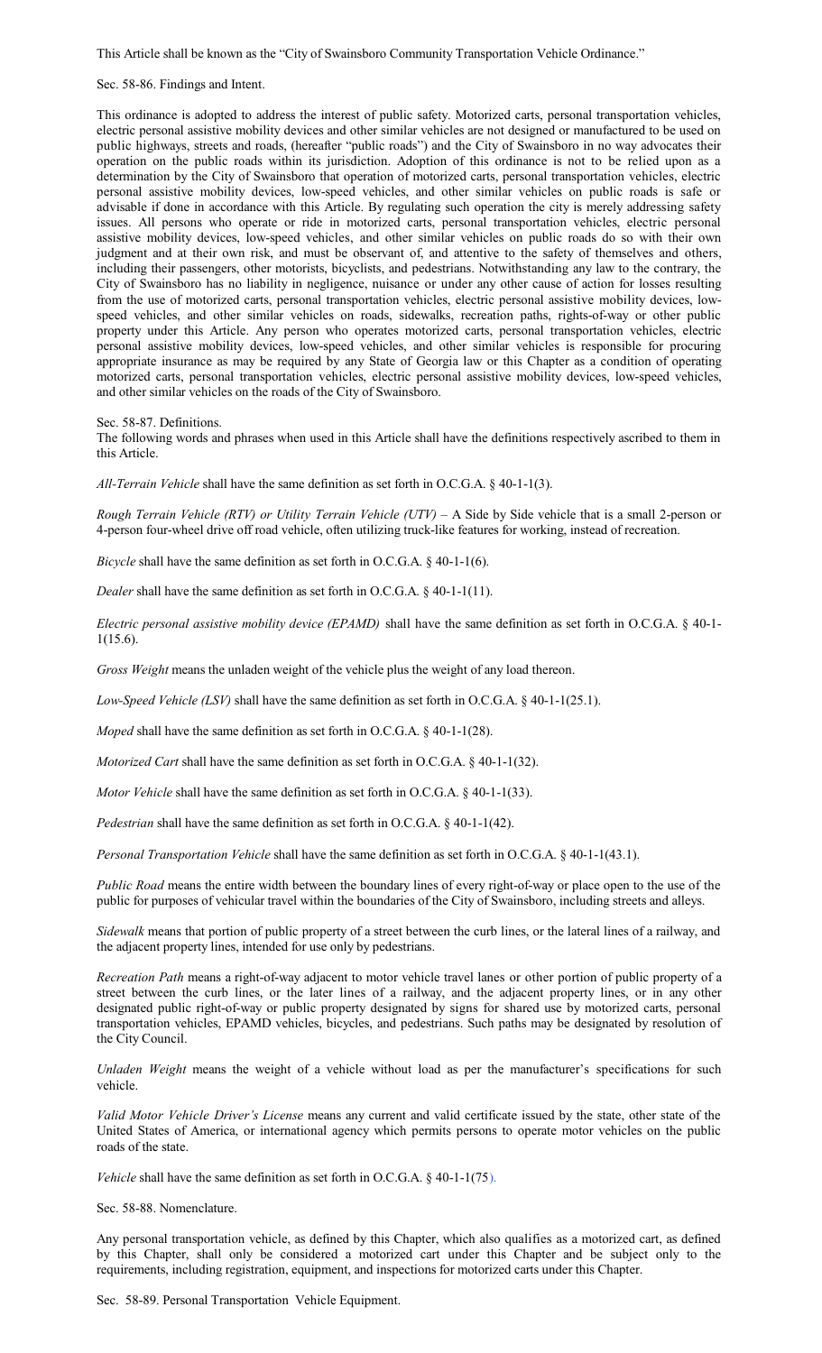This Article shall be known as the "City of Swainsboro Community Transportation Vehicle Ordinance."

Sec. 58-86. Findings and Intent.

This ordinance is adopted to address the interest of public safety. Motorized carts, personal transportation vehicles, electric personal assistive mobility devices and other similar vehicles are not designed or manufactured to be used on public highways, streets and roads, (hereafter "public roads") and the City of Swainsboro in no way advocates their operation on the public roads within its jurisdiction. Adoption of this ordinance is not to be relied upon as a determination by the City of Swainsboro that operation of motorized carts, personal transportation vehicles, electric personal assistive mobility devices, low-speed vehicles, and other similar vehicles on public roads is safe or advisable if done in accordance with this Article. By regulating such operation the city is merely addressing safety issues. All persons who operate or ride in motorized carts, personal transportation vehicles, electric personal assistive mobility devices, low-speed vehicles, and other similar vehicles on public roads do so with their own judgment and at their own risk, and must be observant of, and attentive to the safety of themselves and others, including their passengers, other motorists, bicyclists, and pedestrians. Notwithstanding any law to the contrary, the City of Swainsboro has no liability in negligence, nuisance or under any other cause of action for losses resulting from the use of motorized carts, personal transportation vehicles, electric personal assistive mobility devices, low-speed vehicles, and other similar vehicles on roads, sidewalks, recreation paths, rights-of-way or other public property under this Article. Any person who operates motorized carts, personal transportation vehicles, electric personal assistive mobility devices, low-speed vehicles, and other similar vehicles is responsible for procuring appropriate insurance as may be required by any State of Georgia law or this Chapter as a condition of operating motorized carts, personal transportation vehicles, electric personal assistive mobility devices, low-speed vehicles, and other similar vehicles on the roads of the City of Swainsboro.

Sec. 58-87. Definitions.

The following words and phrases when used in this Article shall have the definitions respectively ascribed to them in this Article.

*All-Terrain Vehicle* shall have the same definition as set forth in O.C.G.A. § 40-1-1(3).

*Rough Terrain Vehicle (RTV) or Utility Terrain Vehicle (UTV)* – A Side by Side vehicle that is a small 2-person or 4-person four-wheel drive off road vehicle, often utilizing truck-like features for working, instead of recreation.

*Bicycle* shall have the same definition as set forth in O.C.G.A. § 40-1-1(6).

*Dealer* shall have the same definition as set forth in O.C.G.A. § 40-1-1(11).

*Electric personal assistive mobility device (EPAMD)* shall have the same definition as set forth in O.C.G.A. § 40-1-1(15.6).

*Gross Weight* means the unladen weight of the vehicle plus the weight of any load thereon.

*Low-Speed Vehicle (LSV)* shall have the same definition as set forth in O.C.G.A. § 40-1-1(25.1).

*Moped* shall have the same definition as set forth in O.C.G.A. § 40-1-1(28).

*Motorized Cart* shall have the same definition as set forth in O.C.G.A. § 40-1-1(32).

*Motor Vehicle* shall have the same definition as set forth in O.C.G.A. § 40-1-1(33).

*Pedestrian* shall have the same definition as set forth in O.C.G.A. § 40-1-1(42).

*Personal Transportation Vehicle* shall have the same definition as set forth in O.C.G.A. § 40-1-1(43.1).

*Public Road* means the entire width between the boundary lines of every right-of-way or place open to the use of the public for purposes of vehicular travel within the boundaries of the City of Swainsboro, including streets and alleys.

*Sidewalk* means that portion of public property of a street between the curb lines, or the lateral lines of a railway, and the adjacent property lines, intended for use only by pedestrians.

*Recreation Path* means a right-of-way adjacent to motor vehicle travel lanes or other portion of public property of a street between the curb lines, or the later lines of a railway, and the adjacent property lines, or in any other designated public right-of-way or public property designated by signs for shared use by motorized carts, personal transportation vehicles, EPAMD vehicles, bicycles, and pedestrians. Such paths may be designated by resolution of the City Council.

*Unladen Weight* means the weight of a vehicle without load as per the manufacturer's specifications for such vehicle.

*Valid Motor Vehicle Driver's License* means any current and valid certificate issued by the state, other state of the United States of America, or international agency which permits persons to operate motor vehicles on the public roads of the state.

*Vehicle* shall have the same definition as set forth in O.C.G.A. § 40-1-1(75).

Sec. 58-88. Nomenclature.

Any personal transportation vehicle, as defined by this Chapter, which also qualifies as a motorized cart, as defined by this Chapter, shall only be considered a motorized cart under this Chapter and be subject only to the requirements, including registration, equipment, and inspections for motorized carts under this Chapter.

Sec. 58-89. Personal Transportation Vehicle Equipment.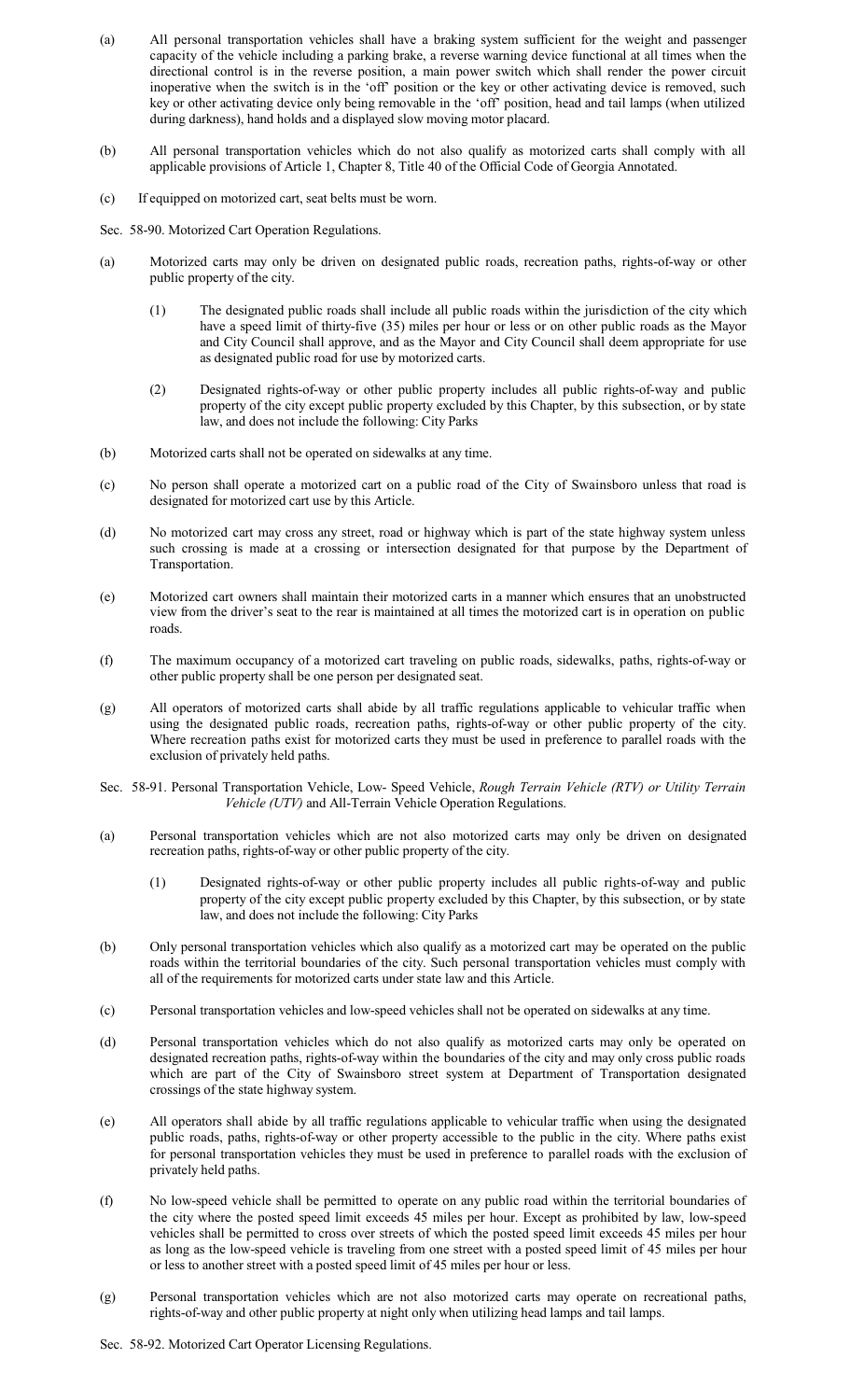(a) All personal transportation vehicles shall have a braking system sufficient for the weight and passenger capacity of the vehicle including a parking brake, a reverse warning device functional at all times when the directional control is in the reverse position, a main power switch which shall render the power circuit inoperative when the switch is in the 'off' position or the key or other activating device is removed, such key or other activating device only being removable in the 'off' position, head and tail lamps (when utilized during darkness), hand holds and a displayed slow moving motor placard.

(b) All personal transportation vehicles which do not also qualify as motorized carts shall comply with all applicable provisions of Article 1, Chapter 8, Title 40 of the Official Code of Georgia Annotated.

(c) If equipped on motorized cart, seat belts must be worn.

Sec. 58-90. Motorized Cart Operation Regulations.

(a) Motorized carts may only be driven on designated public roads, recreation paths, rights-of-way or other public property of the city.

  (1) The designated public roads shall include all public roads within the jurisdiction of the city which have a speed limit of thirty-five (35) miles per hour or less or on other public roads as the Mayor and City Council shall approve, and as the Mayor and City Council shall deem appropriate for use as designated public road for use by motorized carts.

  (2) Designated rights-of-way or other public property includes all public rights-of-way and public property of the city except public property excluded by this Chapter, by this subsection, or by state law, and does not include the following: City Parks

(b) Motorized carts shall not be operated on sidewalks at any time.

(c) No person shall operate a motorized cart on a public road of the City of Swainsboro unless that road is designated for motorized cart use by this Article.

(d) No motorized cart may cross any street, road or highway which is part of the state highway system unless such crossing is made at a crossing or intersection designated for that purpose by the Department of Transportation.

(e) Motorized cart owners shall maintain their motorized carts in a manner which ensures that an unobstructed view from the driver's seat to the rear is maintained at all times the motorized cart is in operation on public roads.

(f) The maximum occupancy of a motorized cart traveling on public roads, sidewalks, paths, rights-of-way or other public property shall be one person per designated seat.

(g) All operators of motorized carts shall abide by all traffic regulations applicable to vehicular traffic when using the designated public roads, recreation paths, rights-of-way or other public property of the city. Where recreation paths exist for motorized carts they must be used in preference to parallel roads with the exclusion of privately held paths.

Sec. 58-91. Personal Transportation Vehicle, Low- Speed Vehicle, *Rough Terrain Vehicle (RTV) or Utility Terrain Vehicle (UTV)* and All-Terrain Vehicle Operation Regulations.

(a) Personal transportation vehicles which are not also motorized carts may only be driven on designated recreation paths, rights-of-way or other public property of the city.

  (1) Designated rights-of-way or other public property includes all public rights-of-way and public property of the city except public property excluded by this Chapter, by this subsection, or by state law, and does not include the following: City Parks

(b) Only personal transportation vehicles which also qualify as a motorized cart may be operated on the public roads within the territorial boundaries of the city. Such personal transportation vehicles must comply with all of the requirements for motorized carts under state law and this Article.

(c) Personal transportation vehicles and low-speed vehicles shall not be operated on sidewalks at any time.

(d) Personal transportation vehicles which do not also qualify as motorized carts may only be operated on designated recreation paths, rights-of-way within the boundaries of the city and may only cross public roads which are part of the City of Swainsboro street system at Department of Transportation designated crossings of the state highway system.

(e) All operators shall abide by all traffic regulations applicable to vehicular traffic when using the designated public roads, paths, rights-of-way or other property accessible to the public in the city. Where paths exist for personal transportation vehicles they must be used in preference to parallel roads with the exclusion of privately held paths.

(f) No low-speed vehicle shall be permitted to operate on any public road within the territorial boundaries of the city where the posted speed limit exceeds 45 miles per hour. Except as prohibited by law, low-speed vehicles shall be permitted to cross over streets of which the posted speed limit exceeds 45 miles per hour as long as the low-speed vehicle is traveling from one street with a posted speed limit of 45 miles per hour or less to another street with a posted speed limit of 45 miles per hour or less.

(g) Personal transportation vehicles which are not also motorized carts may operate on recreational paths, rights-of-way and other public property at night only when utilizing head lamps and tail lamps.

Sec. 58-92. Motorized Cart Operator Licensing Regulations.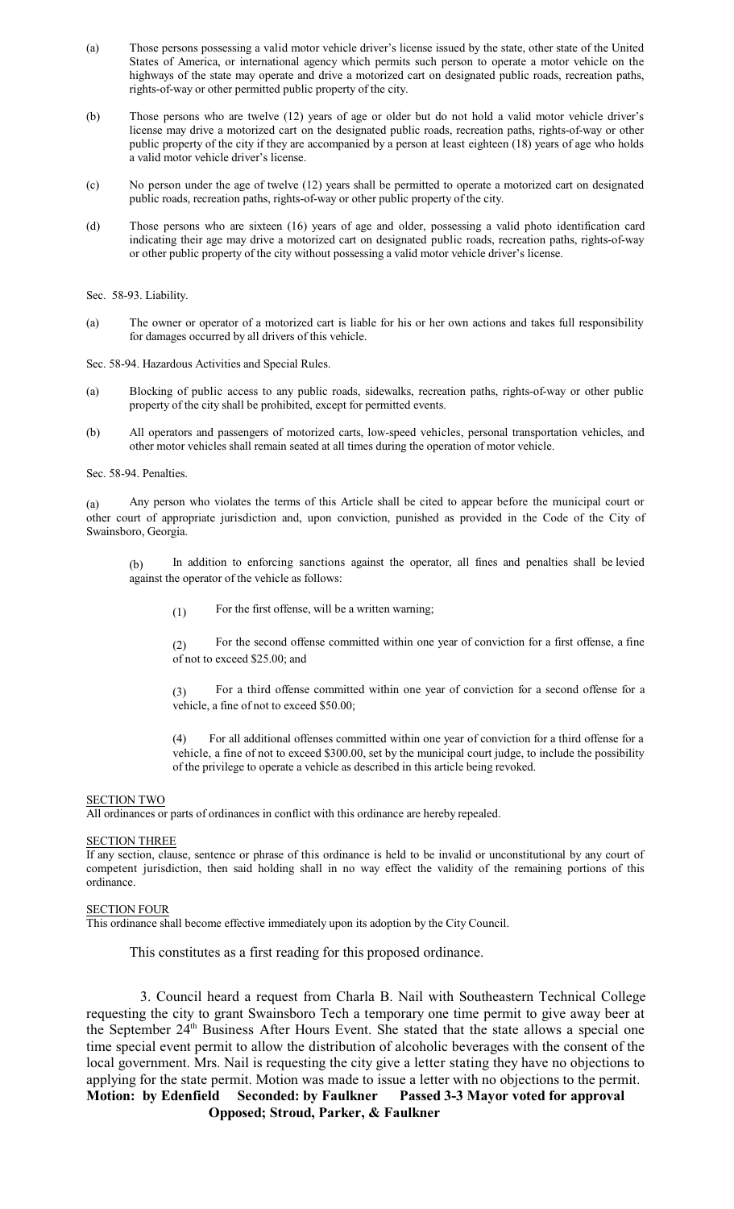(a) Those persons possessing a valid motor vehicle driver's license issued by the state, other state of the United States of America, or international agency which permits such person to operate a motor vehicle on the highways of the state may operate and drive a motorized cart on designated public roads, recreation paths, rights-of-way or other permitted public property of the city.

(b) Those persons who are twelve (12) years of age or older but do not hold a valid motor vehicle driver's license may drive a motorized cart on the designated public roads, recreation paths, rights-of-way or other public property of the city if they are accompanied by a person at least eighteen (18) years of age who holds a valid motor vehicle driver's license.

(c) No person under the age of twelve (12) years shall be permitted to operate a motorized cart on designated public roads, recreation paths, rights-of-way or other public property of the city.

(d) Those persons who are sixteen (16) years of age and older, possessing a valid photo identification card indicating their age may drive a motorized cart on designated public roads, recreation paths, rights-of-way or other public property of the city without possessing a valid motor vehicle driver's license.

Sec. 58-93. Liability.

(a) The owner or operator of a motorized cart is liable for his or her own actions and takes full responsibility for damages occurred by all drivers of this vehicle.

Sec. 58-94. Hazardous Activities and Special Rules.

(a) Blocking of public access to any public roads, sidewalks, recreation paths, rights-of-way or other public property of the city shall be prohibited, except for permitted events.

(b) All operators and passengers of motorized carts, low-speed vehicles, personal transportation vehicles, and other motor vehicles shall remain seated at all times during the operation of motor vehicle.

Sec. 58-94. Penalties.

(a) Any person who violates the terms of this Article shall be cited to appear before the municipal court or other court of appropriate jurisdiction and, upon conviction, punished as provided in the Code of the City of Swainsboro, Georgia.

(b) In addition to enforcing sanctions against the operator, all fines and penalties shall be levied against the operator of the vehicle as follows:

(1) For the first offense, will be a written warning;

(2) For the second offense committed within one year of conviction for a first offense, a fine of not to exceed $25.00; and

(3) For a third offense committed within one year of conviction for a second offense for a vehicle, a fine of not to exceed $50.00;

(4) For all additional offenses committed within one year of conviction for a third offense for a vehicle, a fine of not to exceed $300.00, set by the municipal court judge, to include the possibility of the privilege to operate a vehicle as described in this article being revoked.

<u>SECTION TWO</u>
All ordinances or parts of ordinances in conflict with this ordinance are hereby repealed.

<u>SECTION THREE</u>
If any section, clause, sentence or phrase of this ordinance is held to be invalid or unconstitutional by any court of competent jurisdiction, then said holding shall in no way effect the validity of the remaining portions of this ordinance.

<u>SECTION FOUR</u>
This ordinance shall become effective immediately upon its adoption by the City Council.

This constitutes as a first reading for this proposed ordinance.

3. Council heard a request from Charla B. Nail with Southeastern Technical College requesting the city to grant Swainsboro Tech a temporary one time permit to give away beer at the September 24th Business After Hours Event. She stated that the state allows a special one time special event permit to allow the distribution of alcoholic beverages with the consent of the local government. Mrs. Nail is requesting the city give a letter stating they have no objections to applying for the state permit. Motion was made to issue a letter with no objections to the permit.

**Motion: by Edenfield Seconded: by Faulkner Passed 3-3 Mayor voted for approval**
**Opposed; Stroud, Parker, & Faulkner**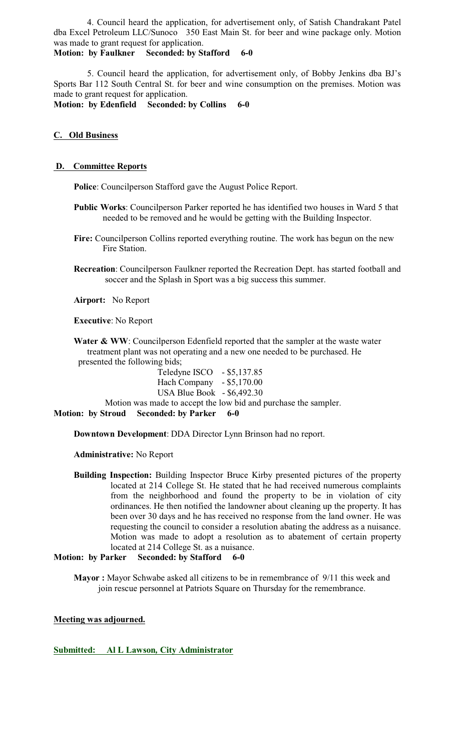4. Council heard the application, for advertisement only, of Satish Chandrakant Patel dba Excel Petroleum LLC/Sunoco 350 East Main St. for beer and wine package only. Motion was made to grant request for application.

**Motion: by Faulkner Seconded: by Stafford 6-0**

5. Council heard the application, for advertisement only, of Bobby Jenkins dba BJ's Sports Bar 112 South Central St. for beer and wine consumption on the premises. Motion was made to grant request for application.

**Motion: by Edenfield Seconded: by Collins 6-0**

**C. Old Business**

**D. Committee Reports**

**Police**: Councilperson Stafford gave the August Police Report.

**Public Works**: Councilperson Parker reported he has identified two houses in Ward 5 that needed to be removed and he would be getting with the Building Inspector.

**Fire:** Councilperson Collins reported everything routine. The work has begun on the new Fire Station.

**Recreation**: Councilperson Faulkner reported the Recreation Dept. has started football and soccer and the Splash in Sport was a big success this summer.

**Airport:** No Report

**Executive**: No Report

**Water & WW**: Councilperson Edenfield reported that the sampler at the waste water treatment plant was not operating and a new one needed to be purchased. He presented the following bids;

Teledyne ISCO - $5,137.85
Hach Company - $5,170.00
USA Blue Book - $6,492.30

Motion was made to accept the low bid and purchase the sampler.

**Motion: by Stroud Seconded: by Parker 6-0**

**Downtown Development**: DDA Director Lynn Brinson had no report.

**Administrative:** No Report

**Building Inspection:** Building Inspector Bruce Kirby presented pictures of the property located at 214 College St. He stated that he had received numerous complaints from the neighborhood and found the property to be in violation of city ordinances. He then notified the landowner about cleaning up the property. It has been over 30 days and he has received no response from the land owner. He was requesting the council to consider a resolution abating the address as a nuisance. Motion was made to adopt a resolution as to abatement of certain property located at 214 College St. as a nuisance.

**Motion: by Parker Seconded: by Stafford 6-0**

**Mayor :** Mayor Schwabe asked all citizens to be in remembrance of 9/11 this week and join rescue personnel at Patriots Square on Thursday for the remembrance.

**Meeting was adjourned.**

**Submitted: Al L Lawson, City Administrator**